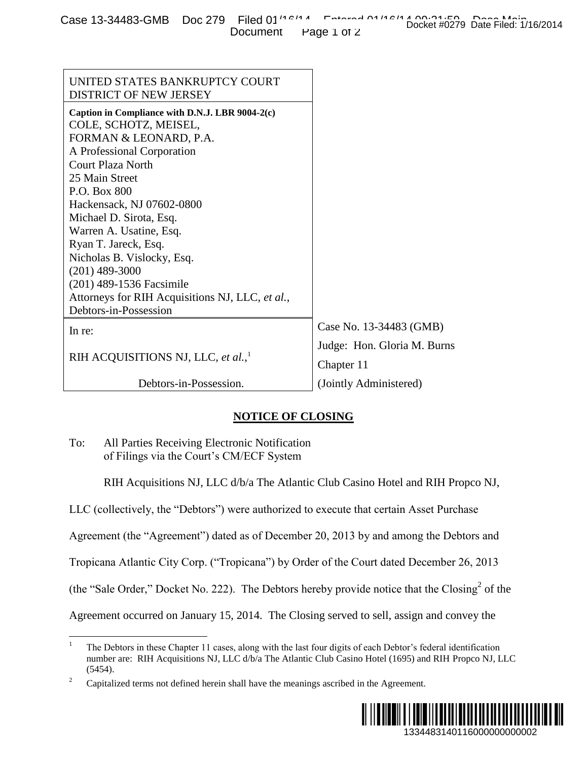| UNITED STATES BANKRUPTCY COURT DISTRICT OF NEW JERSEY | |
|---|---|
| **Caption in Compliance with D.N.J. LBR 9004-2(c)**<br>COLE, SCHOTZ, MEISEL,<br>FORMAN & LEONARD, P.A.<br>A Professional Corporation<br>Court Plaza North<br>25 Main Street<br>P.O. Box 800<br>Hackensack, NJ 07602-0800<br>Michael D. Sirota, Esq.<br>Warren A. Usatine, Esq.<br>Ryan T. Jareck, Esq.<br>Nicholas B. Vislocky, Esq.<br>(201) 489-3000<br>(201) 489-1536 Facsimile<br>Attorneys for RIH Acquisitions NJ, LLC, *et al.*,<br>Debtors-in-Possession | |
| In re:<br><br>RIH ACQUISITIONS NJ, LLC, *et al.*,[1]<br><br>Debtors-in-Possession. | Case No. 13-34483 (GMB)<br>Judge: Hon. Gloria M. Burns<br>Chapter 11<br>(Jointly Administered) |

## NOTICE OF CLOSING

To: All Parties Receiving Electronic Notification of Filings via the Court's CM/ECF System

RIH Acquisitions NJ, LLC d/b/a The Atlantic Club Casino Hotel and RIH Propco NJ, LLC (collectively, the "Debtors") were authorized to execute that certain Asset Purchase Agreement (the "Agreement") dated as of December 20, 2013 by and among the Debtors and Tropicana Atlantic City Corp. ("Tropicana") by Order of the Court dated December 26, 2013 (the "Sale Order," Docket No. 222). The Debtors hereby provide notice that the Closing[2] of the Agreement occurred on January 15, 2014. The Closing served to sell, assign and convey the

---

[1] The Debtors in these Chapter 11 cases, along with the last four digits of each Debtor's federal identification number are: RIH Acquisitions NJ, LLC d/b/a The Atlantic Club Casino Hotel (1695) and RIH Propco NJ, LLC (5454).

[2] Capitalized terms not defined herein shall have the meanings ascribed in the Agreement.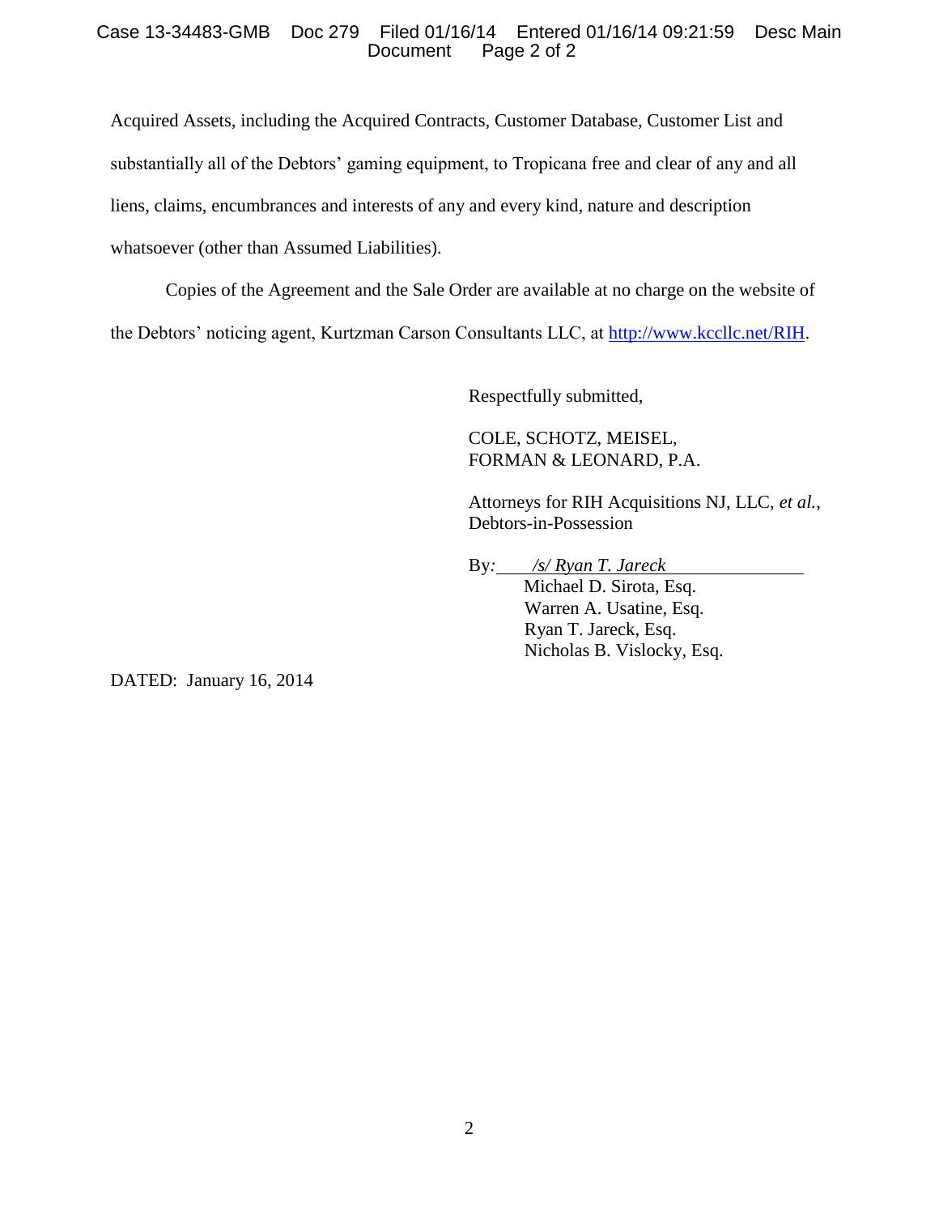Acquired Assets, including the Acquired Contracts, Customer Database, Customer List and substantially all of the Debtors' gaming equipment, to Tropicana free and clear of any and all liens, claims, encumbrances and interests of any and every kind, nature and description whatsoever (other than Assumed Liabilities).

Copies of the Agreement and the Sale Order are available at no charge on the website of the Debtors' noticing agent, Kurtzman Carson Consultants LLC, at [http://www.kccllc.net/RIH](http://www.kccllc.net/RIH).

Respectfully submitted,

COLE, SCHOTZ, MEISEL,
FORMAN & LEONARD, P.A.

Attorneys for RIH Acquisitions NJ, LLC, *et al.*,
Debtors-in-Possession

By: */s/ Ryan T. Jareck*
Michael D. Sirota, Esq.
Warren A. Usatine, Esq.
Ryan T. Jareck, Esq.
Nicholas B. Vislocky, Esq.

DATED: January 16, 2014